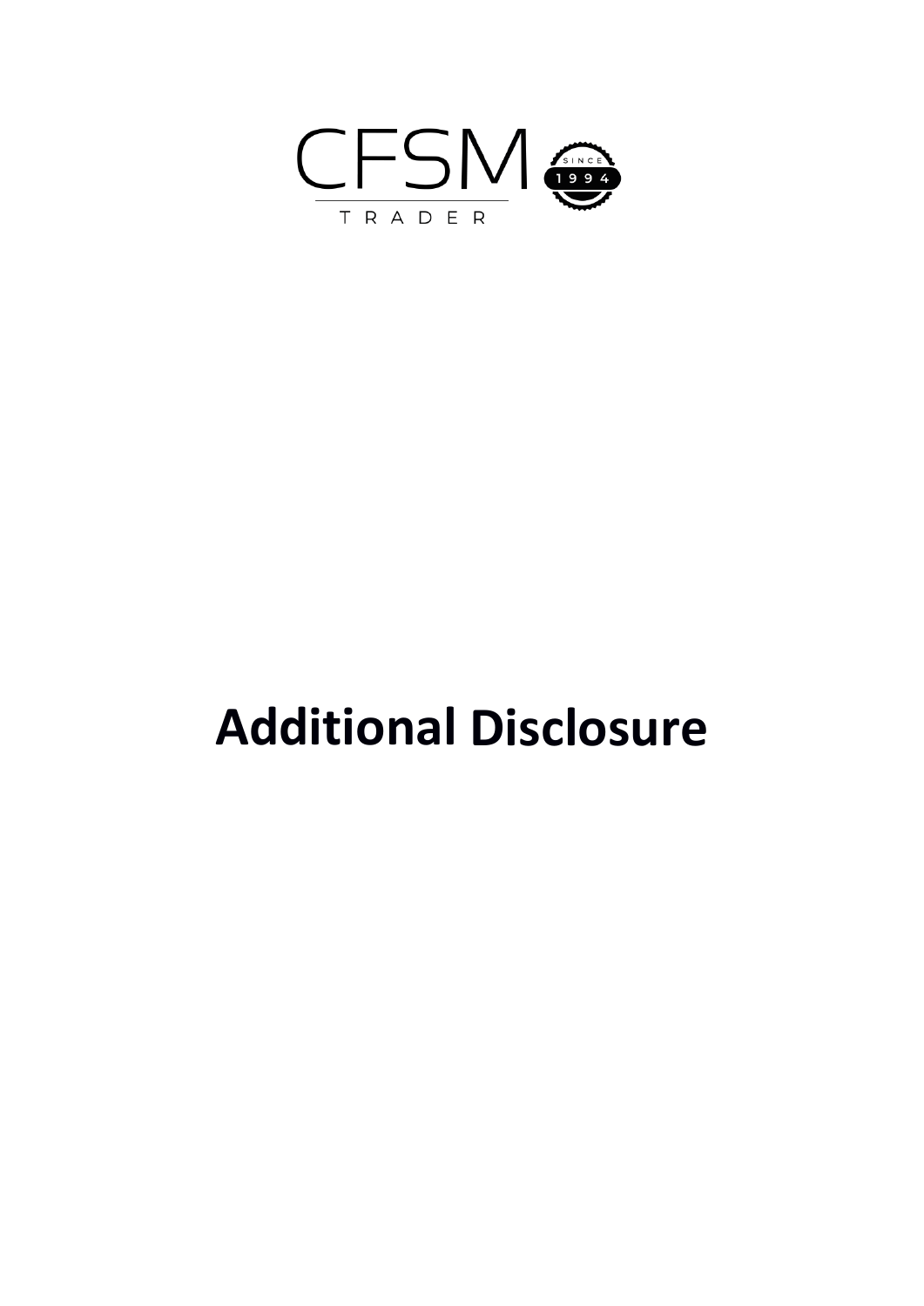CFSM TRADER

SINCE 1994

# Additional Disclosure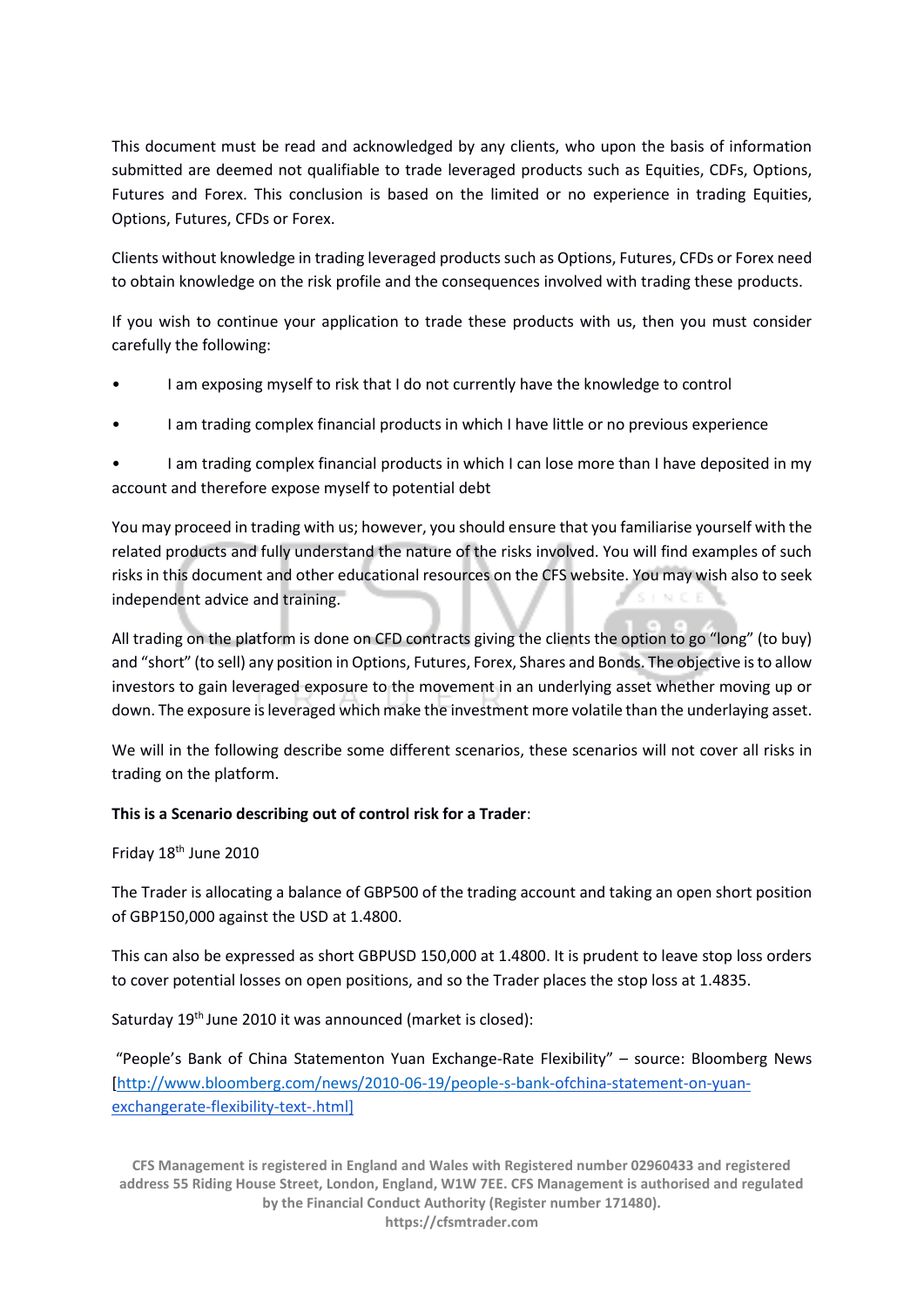This document must be read and acknowledged by any clients, who upon the basis of information submitted are deemed not qualifiable to trade leveraged products such as Equities, CDFs, Options, Futures and Forex. This conclusion is based on the limited or no experience in trading Equities, Options, Futures, CFDs or Forex.

Clients without knowledge in trading leveraged products such as Options, Futures, CFDs or Forex need to obtain knowledge on the risk profile and the consequences involved with trading these products.

If you wish to continue your application to trade these products with us, then you must consider carefully the following:

- I am exposing myself to risk that I do not currently have the knowledge to control
- I am trading complex financial products in which I have little or no previous experience
- I am trading complex financial products in which I can lose more than I have deposited in my account and therefore expose myself to potential debt

You may proceed in trading with us; however, you should ensure that you familiarise yourself with the related products and fully understand the nature of the risks involved. You will find examples of such risks in this document and other educational resources on the CFS website. You may wish also to seek independent advice and training.

All trading on the platform is done on CFD contracts giving the clients the option to go "long" (to buy) and "short" (to sell) any position in Options, Futures, Forex, Shares and Bonds. The objective is to allow investors to gain leveraged exposure to the movement in an underlying asset whether moving up or down. The exposure is leveraged which make the investment more volatile than the underlaying asset.

We will in the following describe some different scenarios, these scenarios will not cover all risks in trading on the platform.

**This is a Scenario describing out of control risk for a Trader**:

Friday 18th June 2010

The Trader is allocating a balance of GBP500 of the trading account and taking an open short position of GBP150,000 against the USD at 1.4800.

This can also be expressed as short GBPUSD 150,000 at 1.4800. It is prudent to leave stop loss orders to cover potential losses on open positions, and so the Trader places the stop loss at 1.4835.

Saturday 19th June 2010 it was announced (market is closed):

"People's Bank of China Statementon Yuan Exchange-Rate Flexibility" – source: Bloomberg News [http://www.bloomberg.com/news/2010-06-19/people-s-bank-ofchina-statement-on-yuan-exchangerate-flexibility-text-.html]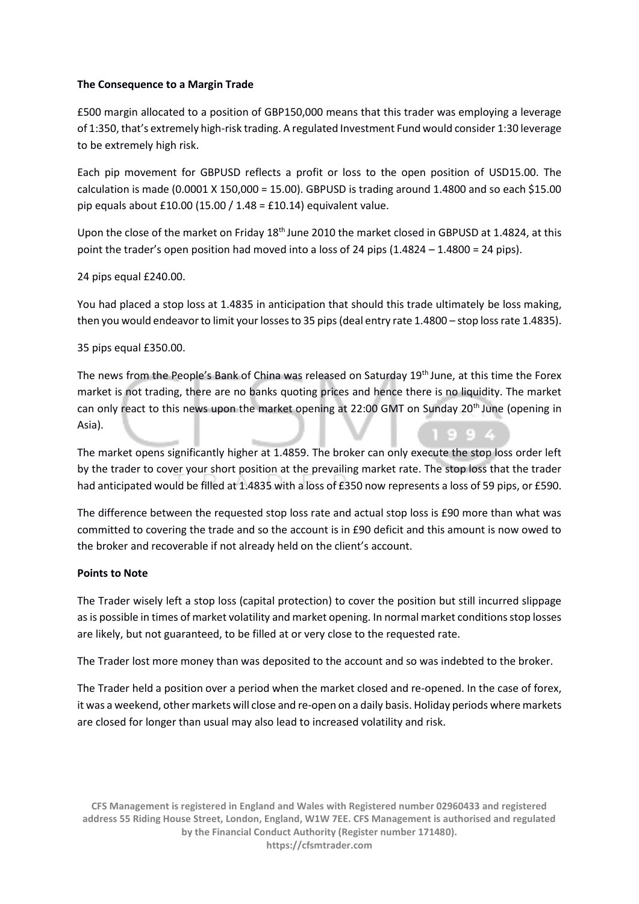**The Consequence to a Margin Trade**

£500 margin allocated to a position of GBP150,000 means that this trader was employing a leverage of 1:350, that's extremely high-risk trading. A regulated Investment Fund would consider 1:30 leverage to be extremely high risk.

Each pip movement for GBPUSD reflects a profit or loss to the open position of USD15.00. The calculation is made (0.0001 X 150,000 = 15.00). GBPUSD is trading around 1.4800 and so each $15.00 pip equals about £10.00 (15.00 / 1.48 = £10.14) equivalent value.

Upon the close of the market on Friday 18th June 2010 the market closed in GBPUSD at 1.4824, at this point the trader's open position had moved into a loss of 24 pips (1.4824 – 1.4800 = 24 pips).

24 pips equal £240.00.

You had placed a stop loss at 1.4835 in anticipation that should this trade ultimately be loss making, then you would endeavor to limit your losses to 35 pips (deal entry rate 1.4800 – stop loss rate 1.4835).

35 pips equal £350.00.

The news from the People's Bank of China was released on Saturday 19th June, at this time the Forex market is not trading, there are no banks quoting prices and hence there is no liquidity. The market can only react to this news upon the market opening at 22:00 GMT on Sunday 20th June (opening in Asia).

The market opens significantly higher at 1.4859. The broker can only execute the stop loss order left by the trader to cover your short position at the prevailing market rate. The stop loss that the trader had anticipated would be filled at 1.4835 with a loss of £350 now represents a loss of 59 pips, or £590.

The difference between the requested stop loss rate and actual stop loss is £90 more than what was committed to covering the trade and so the account is in £90 deficit and this amount is now owed to the broker and recoverable if not already held on the client's account.

**Points to Note**

The Trader wisely left a stop loss (capital protection) to cover the position but still incurred slippage as is possible in times of market volatility and market opening. In normal market conditions stop losses are likely, but not guaranteed, to be filled at or very close to the requested rate.

The Trader lost more money than was deposited to the account and so was indebted to the broker.

The Trader held a position over a period when the market closed and re-opened. In the case of forex, it was a weekend, other markets will close and re-open on a daily basis. Holiday periods where markets are closed for longer than usual may also lead to increased volatility and risk.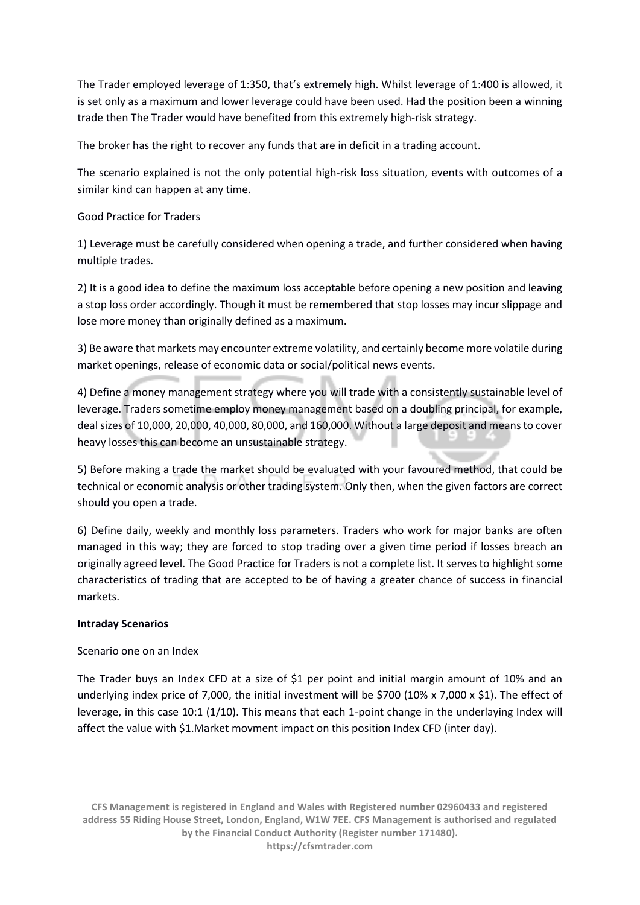The Trader employed leverage of 1:350, that's extremely high. Whilst leverage of 1:400 is allowed, it is set only as a maximum and lower leverage could have been used. Had the position been a winning trade then The Trader would have benefited from this extremely high-risk strategy.

The broker has the right to recover any funds that are in deficit in a trading account.

The scenario explained is not the only potential high-risk loss situation, events with outcomes of a similar kind can happen at any time.

Good Practice for Traders

1) Leverage must be carefully considered when opening a trade, and further considered when having multiple trades.

2) It is a good idea to define the maximum loss acceptable before opening a new position and leaving a stop loss order accordingly. Though it must be remembered that stop losses may incur slippage and lose more money than originally defined as a maximum.

3) Be aware that markets may encounter extreme volatility, and certainly become more volatile during market openings, release of economic data or social/political news events.

4) Define a money management strategy where you will trade with a consistently sustainable level of leverage. Traders sometime employ money management based on a doubling principal, for example, deal sizes of 10,000, 20,000, 40,000, 80,000, and 160,000. Without a large deposit and means to cover heavy losses this can become an unsustainable strategy.

5) Before making a trade the market should be evaluated with your favoured method, that could be technical or economic analysis or other trading system. Only then, when the given factors are correct should you open a trade.

6) Define daily, weekly and monthly loss parameters. Traders who work for major banks are often managed in this way; they are forced to stop trading over a given time period if losses breach an originally agreed level. The Good Practice for Traders is not a complete list. It serves to highlight some characteristics of trading that are accepted to be of having a greater chance of success in financial markets.

**Intraday Scenarios**

Scenario one on an Index

The Trader buys an Index CFD at a size of $1 per point and initial margin amount of 10% and an underlying index price of 7,000, the initial investment will be $700 (10% x 7,000 x $1). The effect of leverage, in this case 10:1 (1/10). This means that each 1-point change in the underlaying Index will affect the value with $1.Market movment impact on this position Index CFD (inter day).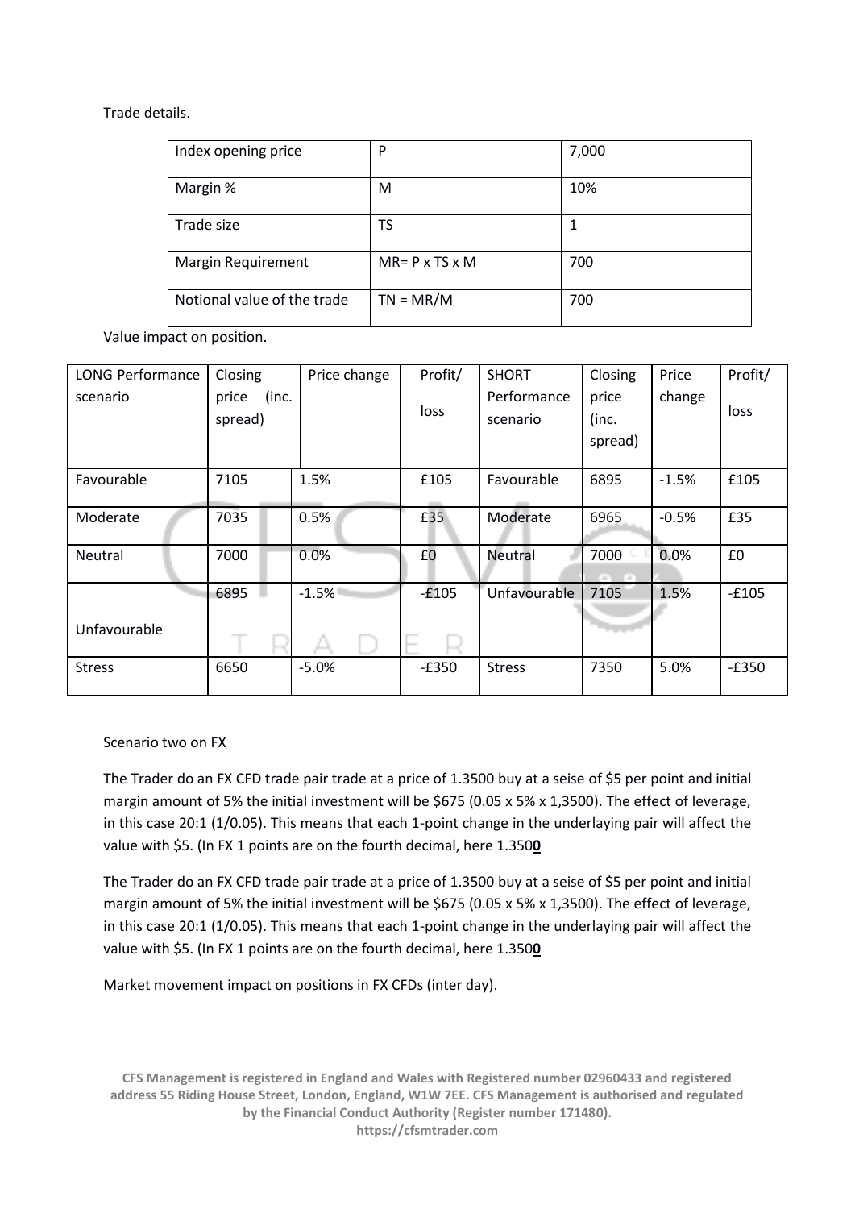Trade details.

| Index opening price | P | 7,000 |
|---|---|---|
| Margin % | M | 10% |
| Trade size | TS | 1 |
| Margin Requirement | MR= P x TS x M | 700 |
| Notional value of the trade | TN = MR/M | 700 |

Value impact on position.

| LONG Performance scenario | Closing price (inc. spread) | Price change | Profit/ loss | SHORT Performance scenario | Closing price (inc. spread) | Price change | Profit/ loss |
|---|---|---|---|---|---|---|---|
| Favourable | 7105 | 1.5% | £105 | Favourable | 6895 | -1.5% | £105 |
| Moderate | 7035 | 0.5% | £35 | Moderate | 6965 | -0.5% | £35 |
| Neutral | 7000 | 0.0% | £0 | Neutral | 7000 | 0.0% | £0 |
| Unfavourable | 6895 | -1.5% | -£105 | Unfavourable | 7105 | 1.5% | -£105 |
| Stress | 6650 | -5.0% | -£350 | Stress | 7350 | 5.0% | -£350 |

Scenario two on FX

The Trader do an FX CFD trade pair trade at a price of 1.3500 buy at a seise of $5 per point and initial margin amount of 5% the initial investment will be $675 (0.05 x 5% x 1,3500). The effect of leverage, in this case 20:1 (1/0.05). This means that each 1-point change in the underlaying pair will affect the value with $5. (In FX 1 points are on the fourth decimal, here 1.350**0**

The Trader do an FX CFD trade pair trade at a price of 1.3500 buy at a seise of $5 per point and initial margin amount of 5% the initial investment will be $675 (0.05 x 5% x 1,3500). The effect of leverage, in this case 20:1 (1/0.05). This means that each 1-point change in the underlaying pair will affect the value with $5. (In FX 1 points are on the fourth decimal, here 1.350**0**

Market movement impact on positions in FX CFDs (inter day).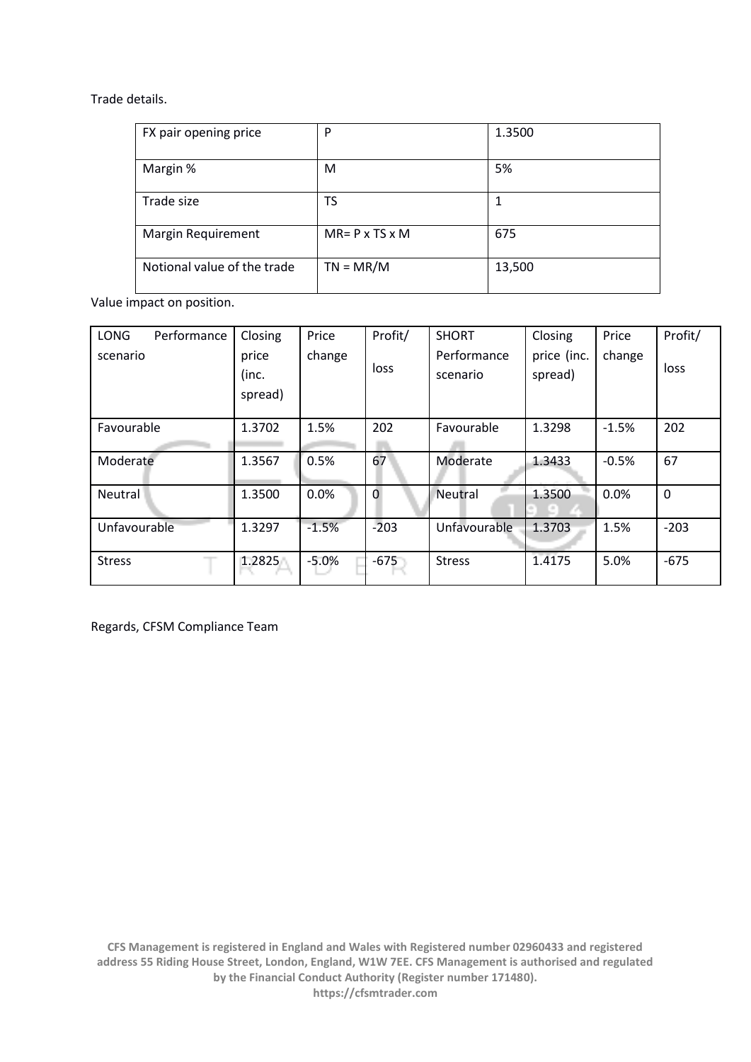Trade details.

| | | |
|---|---|---|
| FX pair opening price | P | 1.3500 |
| Margin % | M | 5% |
| Trade size | TS | 1 |
| Margin Requirement | MR= P x TS x M | 675 |
| Notional value of the trade | TN = MR/M | 13,500 |

Value impact on position.

| LONG Performance scenario | Closing price (inc. spread) | Price change | Profit/ loss | SHORT Performance scenario | Closing price (inc. spread) | Price change | Profit/ loss |
|---|---|---|---|---|---|---|---|
| Favourable | 1.3702 | 1.5% | 202 | Favourable | 1.3298 | -1.5% | 202 |
| Moderate | 1.3567 | 0.5% | 67 | Moderate | 1.3433 | -0.5% | 67 |
| Neutral | 1.3500 | 0.0% | 0 | Neutral | 1.3500 | 0.0% | 0 |
| Unfavourable | 1.3297 | -1.5% | -203 | Unfavourable | 1.3703 | 1.5% | -203 |
| Stress | 1.2825 | -5.0% | -675 | Stress | 1.4175 | 5.0% | -675 |

Regards, CFSM Compliance Team

**CFS Management is registered in England and Wales with Registered number 02960433 and registered address 55 Riding House Street, London, England, W1W 7EE. CFS Management is authorised and regulated by the Financial Conduct Authority (Register number 171480). https://cfsmtrader.com**